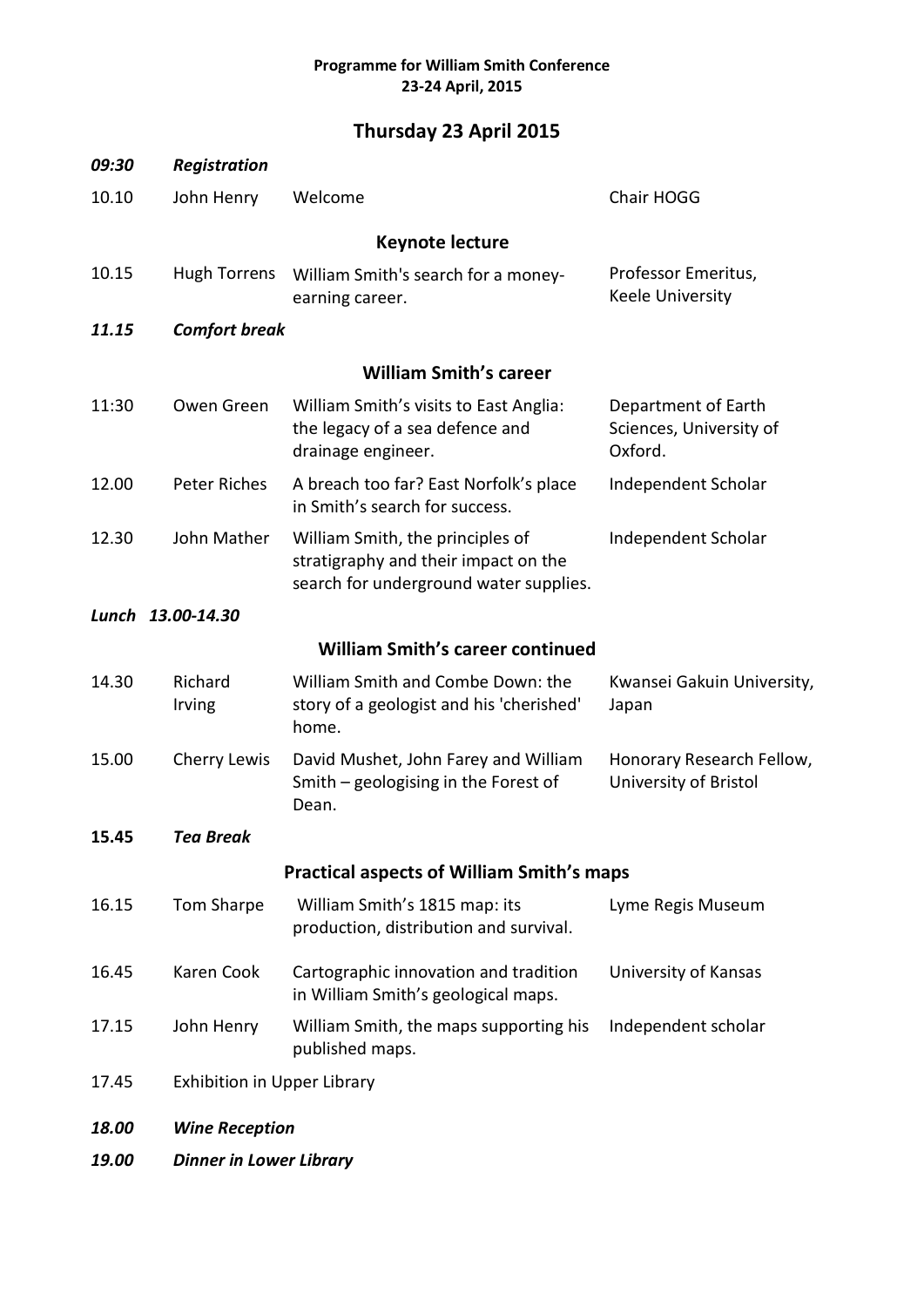**Programme for William Smith Conference**
**23-24 April, 2015**

## Thursday 23 April 2015

| | | | |
|---|---|---|---|
| ***09:30*** | ***Registration*** | | |
| 10.10 | John Henry | Welcome | Chair HOGG |
| | | **Keynote lecture** | |
| 10.15 | Hugh Torrens | William Smith's search for a money-earning career. | Professor Emeritus, Keele University |
| ***11.15*** | ***Comfort break*** | | |
| | | **William Smith's career** | |
| 11:30 | Owen Green | William Smith's visits to East Anglia: the legacy of a sea defence and drainage engineer. | Department of Earth Sciences, University of Oxford. |
| 12.00 | Peter Riches | A breach too far? East Norfolk's place in Smith's search for success. | Independent Scholar |
| 12.30 | John Mather | William Smith, the principles of stratigraphy and their impact on the search for underground water supplies. | Independent Scholar |
| ***Lunch*** | ***13.00-14.30*** | | |
| | | **William Smith's career continued** | |
| 14.30 | Richard Irving | William Smith and Combe Down: the story of a geologist and his 'cherished' home. | Kwansei Gakuin University, Japan |
| 15.00 | Cherry Lewis | David Mushet, John Farey and William Smith – geologising in the Forest of Dean. | Honorary Research Fellow, University of Bristol |
| **15.45** | ***Tea Break*** | | |
| | | **Practical aspects of William Smith's maps** | |
| 16.15 | Tom Sharpe | William Smith's 1815 map: its production, distribution and survival. | Lyme Regis Museum |
| 16.45 | Karen Cook | Cartographic innovation and tradition in William Smith's geological maps. | University of Kansas |
| 17.15 | John Henry | William Smith, the maps supporting his published maps. | Independent scholar |
| 17.45 | Exhibition in Upper Library | | |
| ***18.00*** | ***Wine Reception*** | | |
| ***19.00*** | ***Dinner in Lower Library*** | | |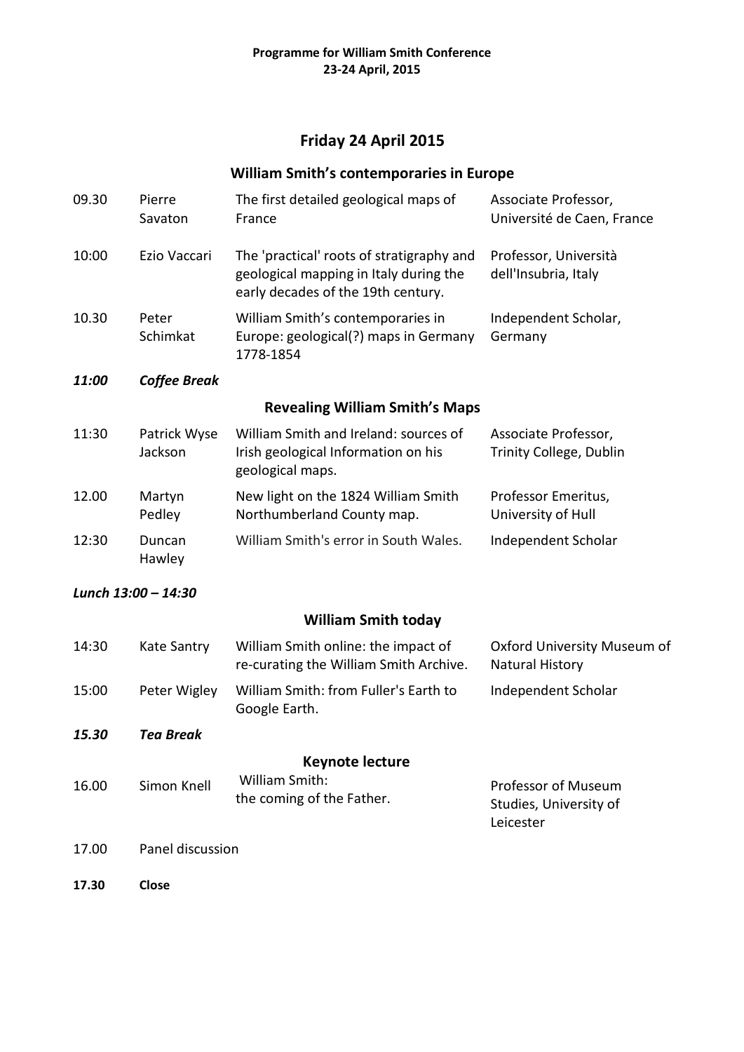**Programme for William Smith Conference**
**23-24 April, 2015**

## Friday 24 April 2015

### William Smith's contemporaries in Europe

| | | | |
|---|---|---|---|
| 09.30 | Pierre Savaton | The first detailed geological maps of France | Associate Professor, Université de Caen, France |
| 10:00 | Ezio Vaccari | The 'practical' roots of stratigraphy and geological mapping in Italy during the early decades of the 19th century. | Professor, Università dell'Insubria, Italy |
| 10.30 | Peter Schimkat | William Smith's contemporaries in Europe: geological(?) maps in Germany 1778-1854 | Independent Scholar, Germany |
| ***11:00*** | ***Coffee Break*** | | |

### Revealing William Smith's Maps

| | | | |
|---|---|---|---|
| 11:30 | Patrick Wyse Jackson | William Smith and Ireland: sources of Irish geological Information on his geological maps. | Associate Professor, Trinity College, Dublin |
| 12.00 | Martyn Pedley | New light on the 1824 William Smith Northumberland County map. | Professor Emeritus, University of Hull |
| 12:30 | Duncan Hawley | William Smith's error in South Wales. | Independent Scholar |

*Lunch 13:00 – 14:30*

### William Smith today

| | | | |
|---|---|---|---|
| 14:30 | Kate Santry | William Smith online: the impact of re-curating the William Smith Archive. | Oxford University Museum of Natural History |
| 15:00 | Peter Wigley | William Smith: from Fuller's Earth to Google Earth. | Independent Scholar |
| ***15.30*** | ***Tea Break*** | | |

### Keynote lecture

| | | | |
|---|---|---|---|
| 16.00 | Simon Knell | William Smith: the coming of the Father. | Professor of Museum Studies, University of Leicester |
| 17.00 | Panel discussion | | |
| **17.30** | **Close** | | |